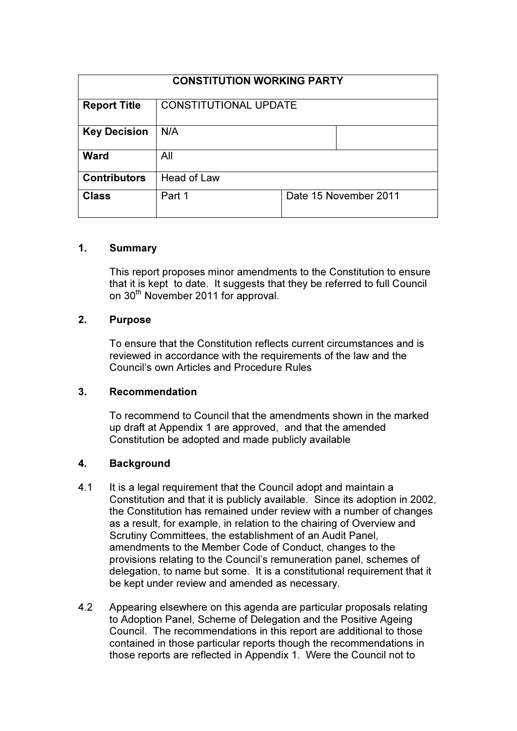| CONSTITUTION WORKING PARTY | | |
|---|---|---|
| **Report Title** | CONSTITUTIONAL UPDATE | |
| **Key Decision** | N/A | |
| **Ward** | All | |
| **Contributors** | Head of Law | |
| **Class** | Part 1 | Date 15 November 2011 |

## 1. Summary

This report proposes minor amendments to the Constitution to ensure that it is kept to date. It suggests that they be referred to full Council on 30th November 2011 for approval.

## 2. Purpose

To ensure that the Constitution reflects current circumstances and is reviewed in accordance with the requirements of the law and the Council's own Articles and Procedure Rules

## 3. Recommendation

To recommend to Council that the amendments shown in the marked up draft at Appendix 1 are approved, and that the amended Constitution be adopted and made publicly available

## 4. Background

4.1 It is a legal requirement that the Council adopt and maintain a Constitution and that it is publicly available. Since its adoption in 2002, the Constitution has remained under review with a number of changes as a result, for example, in relation to the chairing of Overview and Scrutiny Committees, the establishment of an Audit Panel, amendments to the Member Code of Conduct, changes to the provisions relating to the Council's remuneration panel, schemes of delegation, to name but some. It is a constitutional requirement that it be kept under review and amended as necessary.

4.2 Appearing elsewhere on this agenda are particular proposals relating to Adoption Panel, Scheme of Delegation and the Positive Ageing Council. The recommendations in this report are additional to those contained in those particular reports though the recommendations in those reports are reflected in Appendix 1. Were the Council not to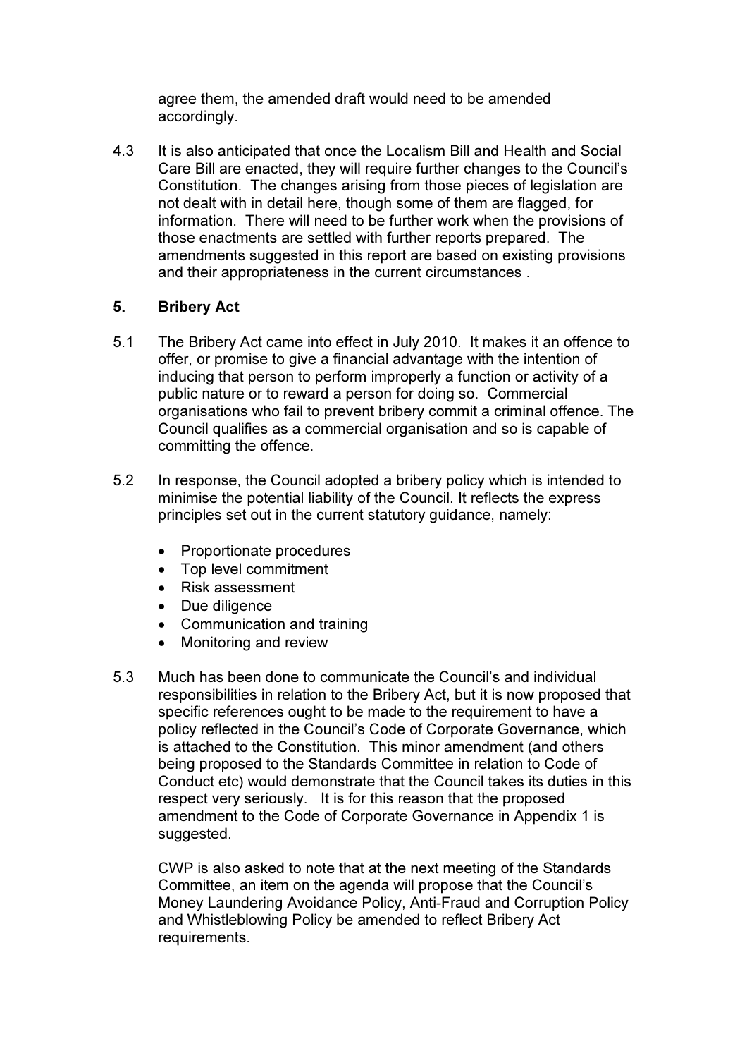agree them, the amended draft would need to be amended accordingly.

4.3 It is also anticipated that once the Localism Bill and Health and Social Care Bill are enacted, they will require further changes to the Council's Constitution. The changes arising from those pieces of legislation are not dealt with in detail here, though some of them are flagged, for information. There will need to be further work when the provisions of those enactments are settled with further reports prepared. The amendments suggested in this report are based on existing provisions and their appropriateness in the current circumstances .

## 5. Bribery Act

5.1 The Bribery Act came into effect in July 2010. It makes it an offence to offer, or promise to give a financial advantage with the intention of inducing that person to perform improperly a function or activity of a public nature or to reward a person for doing so. Commercial organisations who fail to prevent bribery commit a criminal offence. The Council qualifies as a commercial organisation and so is capable of committing the offence.

5.2 In response, the Council adopted a bribery policy which is intended to minimise the potential liability of the Council. It reflects the express principles set out in the current statutory guidance, namely:

- Proportionate procedures
- Top level commitment
- Risk assessment
- Due diligence
- Communication and training
- Monitoring and review

5.3 Much has been done to communicate the Council's and individual responsibilities in relation to the Bribery Act, but it is now proposed that specific references ought to be made to the requirement to have a policy reflected in the Council's Code of Corporate Governance, which is attached to the Constitution. This minor amendment (and others being proposed to the Standards Committee in relation to Code of Conduct etc) would demonstrate that the Council takes its duties in this respect very seriously. It is for this reason that the proposed amendment to the Code of Corporate Governance in Appendix 1 is suggested.

CWP is also asked to note that at the next meeting of the Standards Committee, an item on the agenda will propose that the Council's Money Laundering Avoidance Policy, Anti-Fraud and Corruption Policy and Whistleblowing Policy be amended to reflect Bribery Act requirements.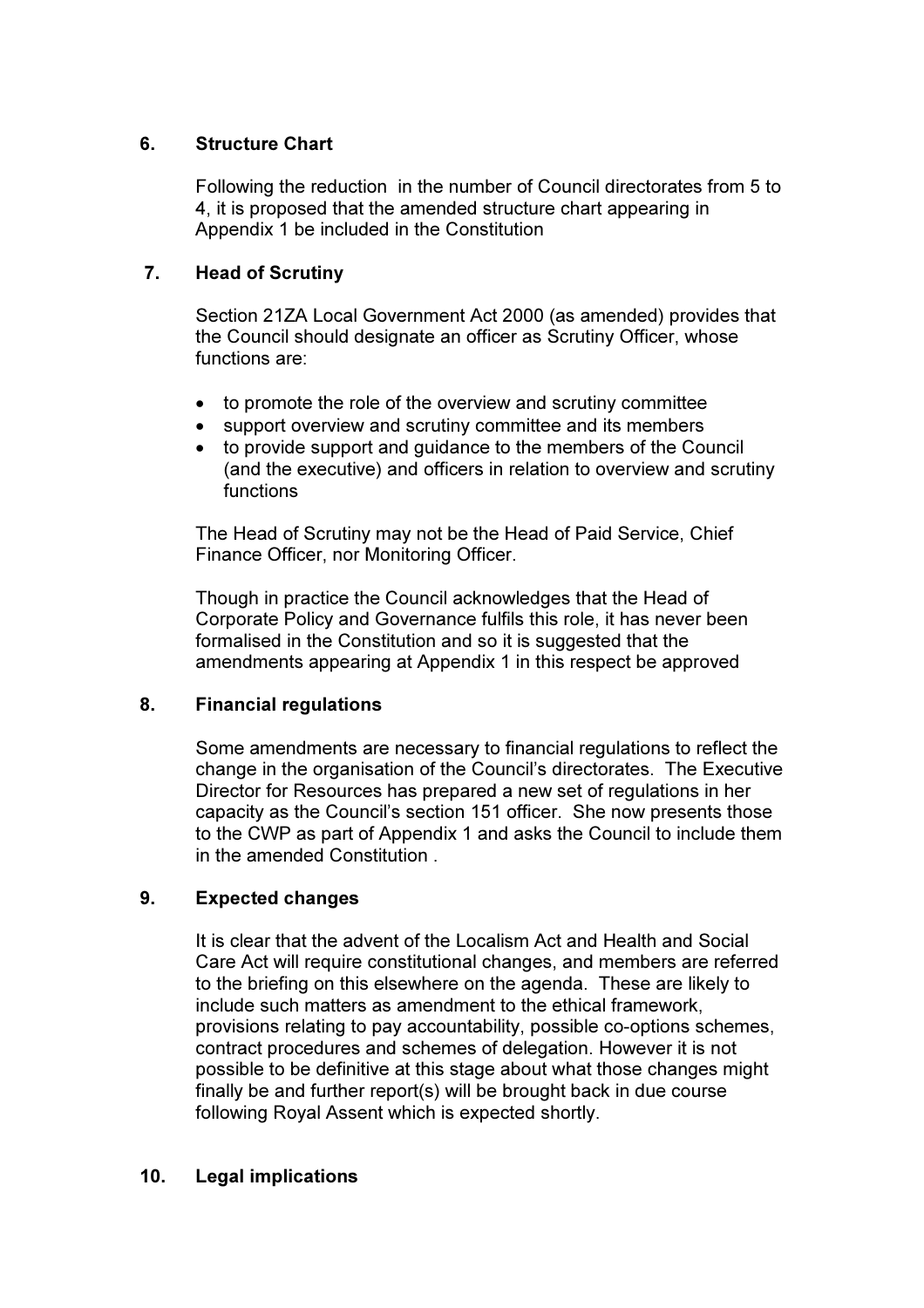## 6. Structure Chart

Following the reduction in the number of Council directorates from 5 to 4, it is proposed that the amended structure chart appearing in Appendix 1 be included in the Constitution

## 7. Head of Scrutiny

Section 21ZA Local Government Act 2000 (as amended) provides that the Council should designate an officer as Scrutiny Officer, whose functions are:

- to promote the role of the overview and scrutiny committee
- support overview and scrutiny committee and its members
- to provide support and guidance to the members of the Council (and the executive) and officers in relation to overview and scrutiny functions

The Head of Scrutiny may not be the Head of Paid Service, Chief Finance Officer, nor Monitoring Officer.

Though in practice the Council acknowledges that the Head of Corporate Policy and Governance fulfils this role, it has never been formalised in the Constitution and so it is suggested that the amendments appearing at Appendix 1 in this respect be approved

## 8. Financial regulations

Some amendments are necessary to financial regulations to reflect the change in the organisation of the Council's directorates. The Executive Director for Resources has prepared a new set of regulations in her capacity as the Council's section 151 officer. She now presents those to the CWP as part of Appendix 1 and asks the Council to include them in the amended Constitution .

## 9. Expected changes

It is clear that the advent of the Localism Act and Health and Social Care Act will require constitutional changes, and members are referred to the briefing on this elsewhere on the agenda. These are likely to include such matters as amendment to the ethical framework, provisions relating to pay accountability, possible co-options schemes, contract procedures and schemes of delegation. However it is not possible to be definitive at this stage about what those changes might finally be and further report(s) will be brought back in due course following Royal Assent which is expected shortly.

## 10. Legal implications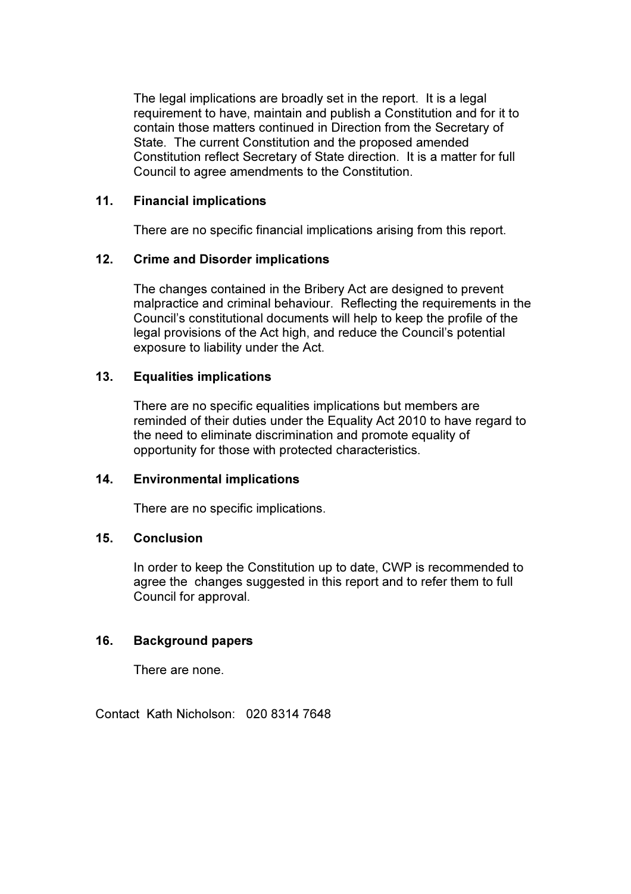The legal implications are broadly set in the report. It is a legal requirement to have, maintain and publish a Constitution and for it to contain those matters continued in Direction from the Secretary of State. The current Constitution and the proposed amended Constitution reflect Secretary of State direction. It is a matter for full Council to agree amendments to the Constitution.

**11. Financial implications**

There are no specific financial implications arising from this report.

**12. Crime and Disorder implications**

The changes contained in the Bribery Act are designed to prevent malpractice and criminal behaviour. Reflecting the requirements in the Council's constitutional documents will help to keep the profile of the legal provisions of the Act high, and reduce the Council's potential exposure to liability under the Act.

**13. Equalities implications**

There are no specific equalities implications but members are reminded of their duties under the Equality Act 2010 to have regard to the need to eliminate discrimination and promote equality of opportunity for those with protected characteristics.

**14. Environmental implications**

There are no specific implications.

**15. Conclusion**

In order to keep the Constitution up to date, CWP is recommended to agree the changes suggested in this report and to refer them to full Council for approval.

**16. Background papers**

There are none.

Contact Kath Nicholson: 020 8314 7648